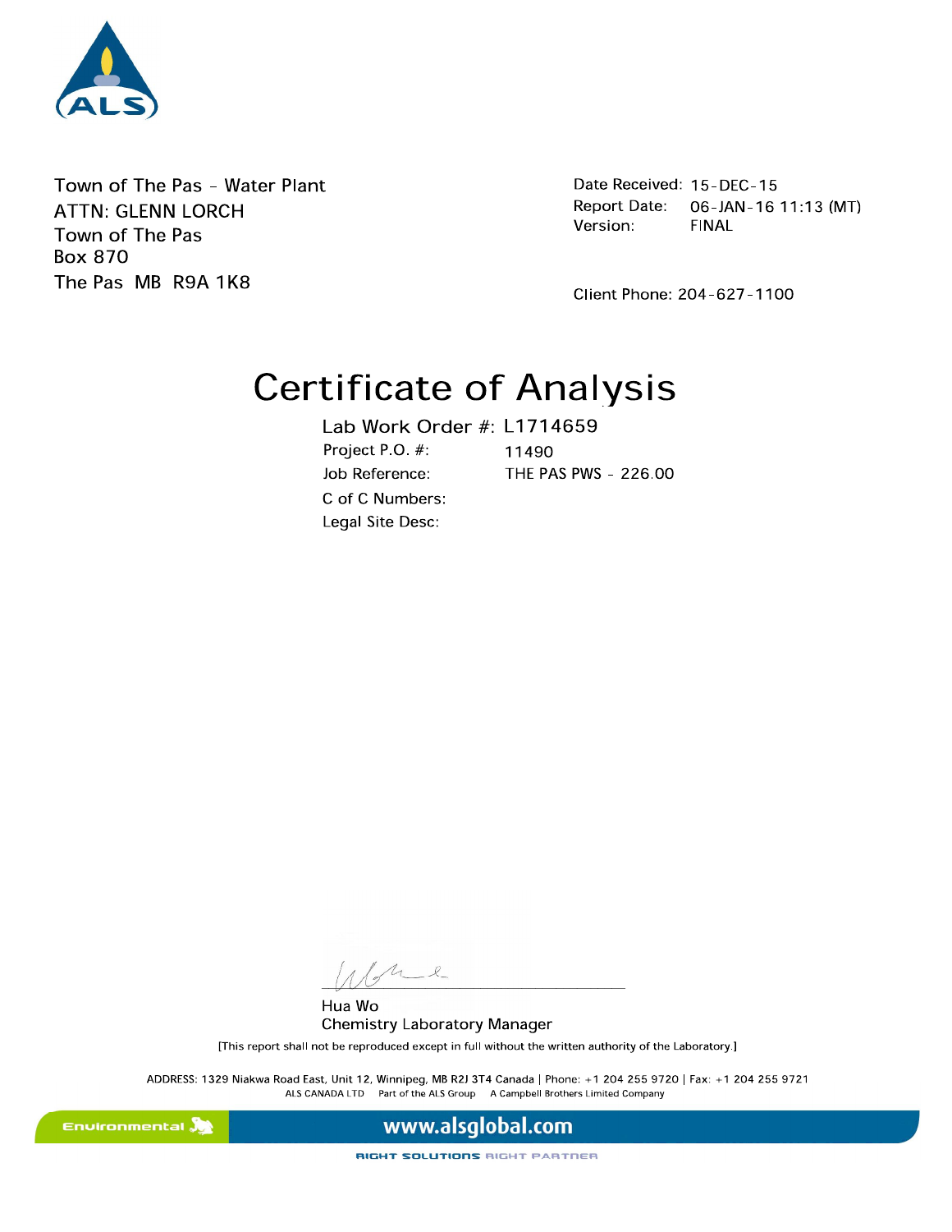Town of The Pas - Water Plant
ATTN: GLENN LORCH
Town of The Pas
Box 870
The Pas MB R9A 1K8

Date Received: 15-DEC-15
Report Date: 06-JAN-16 11:13 (MT)
Version: FINAL

Client Phone: 204-627-1100

# Certificate of Analysis

Lab Work Order #: L1714659

Project P.O. #: 11490
Job Reference: THE PAS PWS - 226.00
C of C Numbers:
Legal Site Desc:

Hua Wo
Chemistry Laboratory Manager

[This report shall not be reproduced except in full without the written authority of the Laboratory.]

ADDRESS: 1329 Niakwa Road East, Unit 12, Winnipeg, MB R2J 3T4 Canada | Phone: +1 204 255 9720 | Fax: +1 204 255 9721
ALS CANADA LTD Part of the ALS Group A Campbell Brothers Limited Company

Environmental

www.alsglobal.com

RIGHT SOLUTIONS RIGHT PARTNER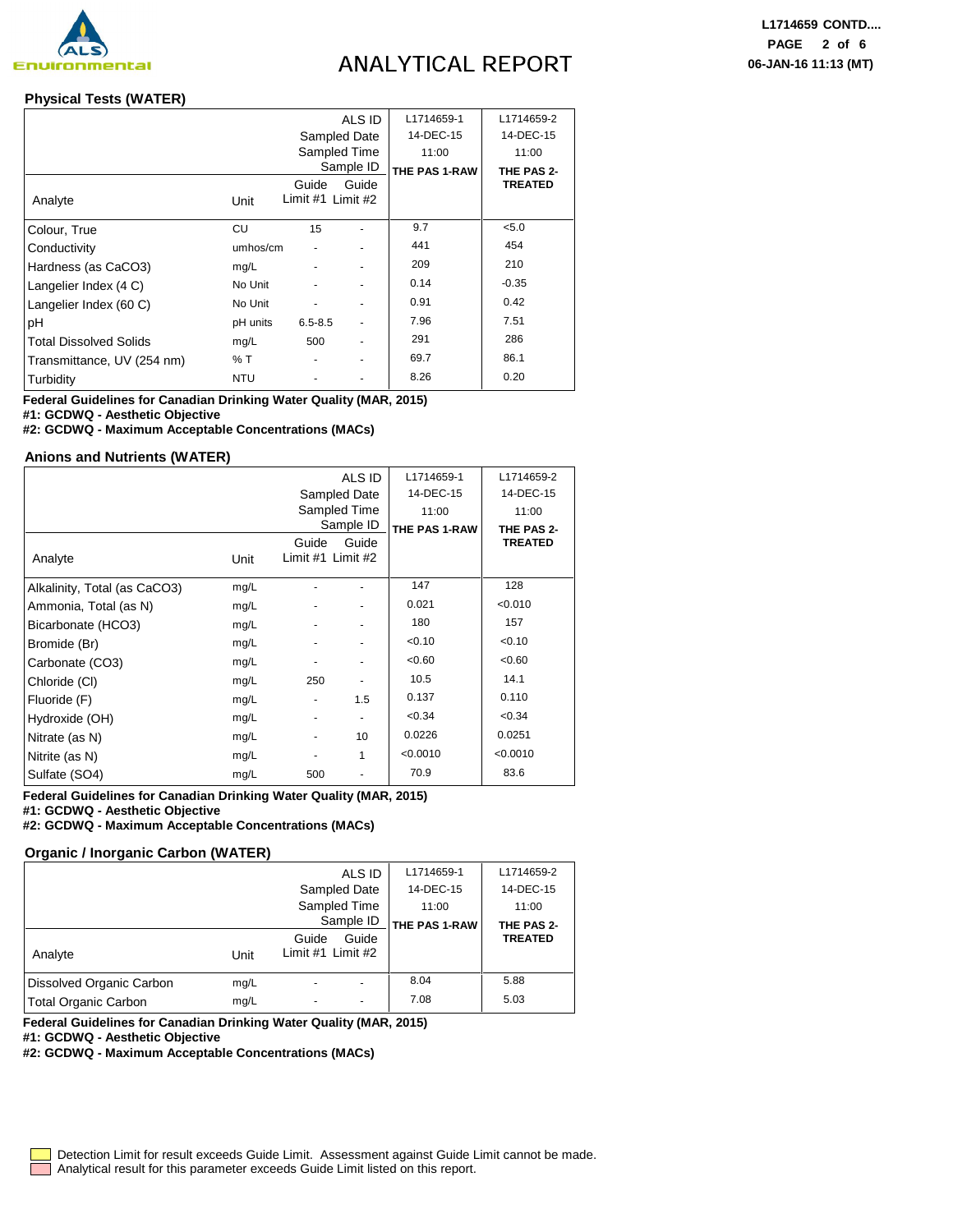# ANALYTICAL REPORT

L1714659 CONTD....

06-JAN-16 11:13 (MT)

## Physical Tests (WATER)

| Analyte | Unit | Guide Limit #1 | Guide Limit #2 | L1714659-1 | L1714659-2 |
|---|---|---|---|---|---|
| Sampled Date | | | | 14-DEC-15 | 14-DEC-15 |
| Sampled Time | | | | 11:00 | 11:00 |
| Sample ID | | | | THE PAS 1-RAW | THE PAS 2-TREATED |
| Colour, True | CU | 15 | - | 9.7 | <5.0 |
| Conductivity | umhos/cm | - | - | 441 | 454 |
| Hardness (as CaCO3) | mg/L | - | - | 209 | 210 |
| Langelier Index (4 C) | No Unit | - | - | 0.14 | -0.35 |
| Langelier Index (60 C) | No Unit | - | - | 0.91 | 0.42 |
| pH | pH units | 6.5-8.5 | - | 7.96 | 7.51 |
| Total Dissolved Solids | mg/L | 500 | - | 291 | 286 |
| Transmittance, UV (254 nm) | % T | - | - | 69.7 | 86.1 |
| Turbidity | NTU | - | - | 8.26 | 0.20 |

**Federal Guidelines for Canadian Drinking Water Quality (MAR, 2015)**
**#1: GCDWQ - Aesthetic Objective**
**#2: GCDWQ - Maximum Acceptable Concentrations (MACs)**

## Anions and Nutrients (WATER)

| Analyte | Unit | Guide Limit #1 | Guide Limit #2 | L1714659-1 | L1714659-2 |
|---|---|---|---|---|---|
| Sampled Date | | | | 14-DEC-15 | 14-DEC-15 |
| Sampled Time | | | | 11:00 | 11:00 |
| Sample ID | | | | THE PAS 1-RAW | THE PAS 2-TREATED |
| Alkalinity, Total (as CaCO3) | mg/L | - | - | 147 | 128 |
| Ammonia, Total (as N) | mg/L | - | - | 0.021 | <0.010 |
| Bicarbonate (HCO3) | mg/L | - | - | 180 | 157 |
| Bromide (Br) | mg/L | - | - | <0.10 | <0.10 |
| Carbonate (CO3) | mg/L | - | - | <0.60 | <0.60 |
| Chloride (Cl) | mg/L | 250 | - | 10.5 | 14.1 |
| Fluoride (F) | mg/L | - | 1.5 | 0.137 | 0.110 |
| Hydroxide (OH) | mg/L | - | - | <0.34 | <0.34 |
| Nitrate (as N) | mg/L | - | 10 | 0.0226 | 0.0251 |
| Nitrite (as N) | mg/L | - | 1 | <0.0010 | <0.0010 |
| Sulfate (SO4) | mg/L | 500 | - | 70.9 | 83.6 |

**Federal Guidelines for Canadian Drinking Water Quality (MAR, 2015)**
**#1: GCDWQ - Aesthetic Objective**
**#2: GCDWQ - Maximum Acceptable Concentrations (MACs)**

## Organic / Inorganic Carbon (WATER)

| Analyte | Unit | Guide Limit #1 | Guide Limit #2 | L1714659-1 | L1714659-2 |
|---|---|---|---|---|---|
| Sampled Date | | | | 14-DEC-15 | 14-DEC-15 |
| Sampled Time | | | | 11:00 | 11:00 |
| Sample ID | | | | THE PAS 1-RAW | THE PAS 2-TREATED |
| Dissolved Organic Carbon | mg/L | - | - | 8.04 | 5.88 |
| Total Organic Carbon | mg/L | - | - | 7.08 | 5.03 |

**Federal Guidelines for Canadian Drinking Water Quality (MAR, 2015)**
**#1: GCDWQ - Aesthetic Objective**
**#2: GCDWQ - Maximum Acceptable Concentrations (MACs)**

Detection Limit for result exceeds Guide Limit. Assessment against Guide Limit cannot be made.
Analytical result for this parameter exceeds Guide Limit listed on this report.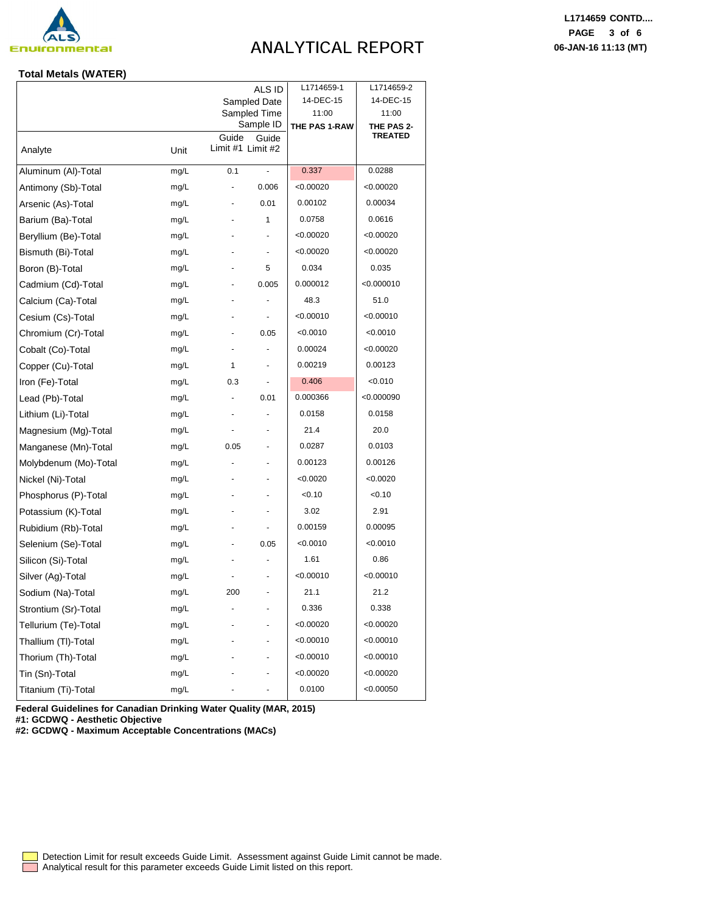## Total Metals (WATER)

| Analyte | Unit | Guide Limit #1 | Guide Limit #2 | L1714659-1 | L1714659-2 |
|---|---|---|---|---|---|
| | | | Sampled Date | 14-DEC-15 | 14-DEC-15 |
| | | | Sampled Time | 11:00 | 11:00 |
| | | | Sample ID | THE PAS 1-RAW | THE PAS 2-TREATED |
| Aluminum (Al)-Total | mg/L | 0.1 | - | 0.337 | 0.0288 |
| Antimony (Sb)-Total | mg/L | - | 0.006 | <0.00020 | <0.00020 |
| Arsenic (As)-Total | mg/L | - | 0.01 | 0.00102 | 0.00034 |
| Barium (Ba)-Total | mg/L | - | 1 | 0.0758 | 0.0616 |
| Beryllium (Be)-Total | mg/L | - | - | <0.00020 | <0.00020 |
| Bismuth (Bi)-Total | mg/L | - | - | <0.00020 | <0.00020 |
| Boron (B)-Total | mg/L | - | 5 | 0.034 | 0.035 |
| Cadmium (Cd)-Total | mg/L | - | 0.005 | 0.000012 | <0.000010 |
| Calcium (Ca)-Total | mg/L | - | - | 48.3 | 51.0 |
| Cesium (Cs)-Total | mg/L | - | - | <0.00010 | <0.00010 |
| Chromium (Cr)-Total | mg/L | - | 0.05 | <0.0010 | <0.0010 |
| Cobalt (Co)-Total | mg/L | - | - | 0.00024 | <0.00020 |
| Copper (Cu)-Total | mg/L | 1 | - | 0.00219 | 0.00123 |
| Iron (Fe)-Total | mg/L | 0.3 | - | 0.406 | <0.010 |
| Lead (Pb)-Total | mg/L | - | 0.01 | 0.000366 | <0.000090 |
| Lithium (Li)-Total | mg/L | - | - | 0.0158 | 0.0158 |
| Magnesium (Mg)-Total | mg/L | - | - | 21.4 | 20.0 |
| Manganese (Mn)-Total | mg/L | 0.05 | - | 0.0287 | 0.0103 |
| Molybdenum (Mo)-Total | mg/L | - | - | 0.00123 | 0.00126 |
| Nickel (Ni)-Total | mg/L | - | - | <0.0020 | <0.0020 |
| Phosphorus (P)-Total | mg/L | - | - | <0.10 | <0.10 |
| Potassium (K)-Total | mg/L | - | - | 3.02 | 2.91 |
| Rubidium (Rb)-Total | mg/L | - | - | 0.00159 | 0.00095 |
| Selenium (Se)-Total | mg/L | - | 0.05 | <0.0010 | <0.0010 |
| Silicon (Si)-Total | mg/L | - | - | 1.61 | 0.86 |
| Silver (Ag)-Total | mg/L | - | - | <0.00010 | <0.00010 |
| Sodium (Na)-Total | mg/L | 200 | - | 21.1 | 21.2 |
| Strontium (Sr)-Total | mg/L | - | - | 0.336 | 0.338 |
| Tellurium (Te)-Total | mg/L | - | - | <0.00020 | <0.00020 |
| Thallium (Tl)-Total | mg/L | - | - | <0.00010 | <0.00010 |
| Thorium (Th)-Total | mg/L | - | - | <0.00010 | <0.00010 |
| Tin (Sn)-Total | mg/L | - | - | <0.00020 | <0.00020 |
| Titanium (Ti)-Total | mg/L | - | - | 0.0100 | <0.00050 |

**Federal Guidelines for Canadian Drinking Water Quality (MAR, 2015)**
**#1: GCDWQ - Aesthetic Objective**
**#2: GCDWQ - Maximum Acceptable Concentrations (MACs)**

Detection Limit for result exceeds Guide Limit. Assessment against Guide Limit cannot be made.
Analytical result for this parameter exceeds Guide Limit listed on this report.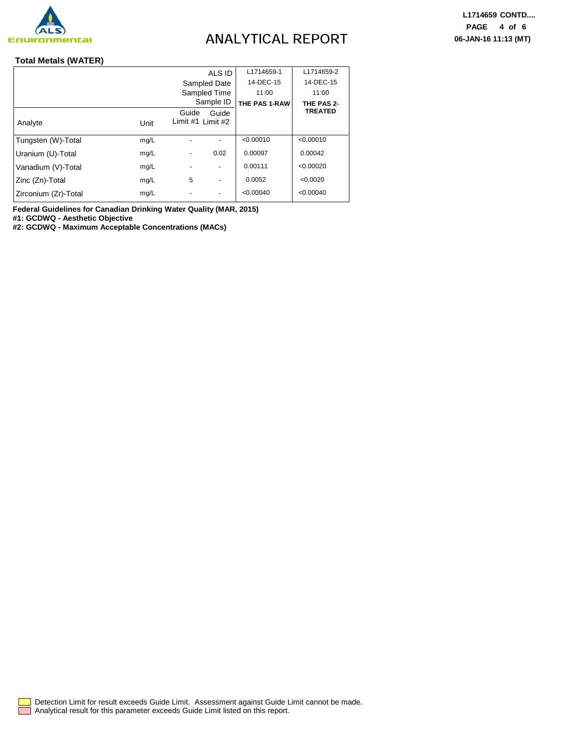# ANALYTICAL REPORT

L1714659 CONTD....
06-JAN-16 11:13 (MT)

## Total Metals (WATER)

| Analyte | Unit | Guide Limit #1 | Guide Limit #2 | L1714659-1 | L1714659-2 |
|---|---|---|---|---|---|
| | | | Sampled Date | 14-DEC-15 | 14-DEC-15 |
| | | | Sampled Time | 11:00 | 11:00 |
| | | | Sample ID | **THE PAS 1-RAW** | **THE PAS 2-TREATED** |
| Tungsten (W)-Total | mg/L | - | - | <0.00010 | <0.00010 |
| Uranium (U)-Total | mg/L | - | 0.02 | 0.00097 | 0.00042 |
| Vanadium (V)-Total | mg/L | - | - | 0.00111 | <0.00020 |
| Zinc (Zn)-Total | mg/L | 5 | - | 0.0052 | <0.0020 |
| Zirconium (Zr)-Total | mg/L | - | - | <0.00040 | <0.00040 |

**Federal Guidelines for Canadian Drinking Water Quality (MAR, 2015)**
**#1: GCDWQ - Aesthetic Objective**
**#2: GCDWQ - Maximum Acceptable Concentrations (MACs)**

Detection Limit for result exceeds Guide Limit. Assessment against Guide Limit cannot be made.
Analytical result for this parameter exceeds Guide Limit listed on this report.